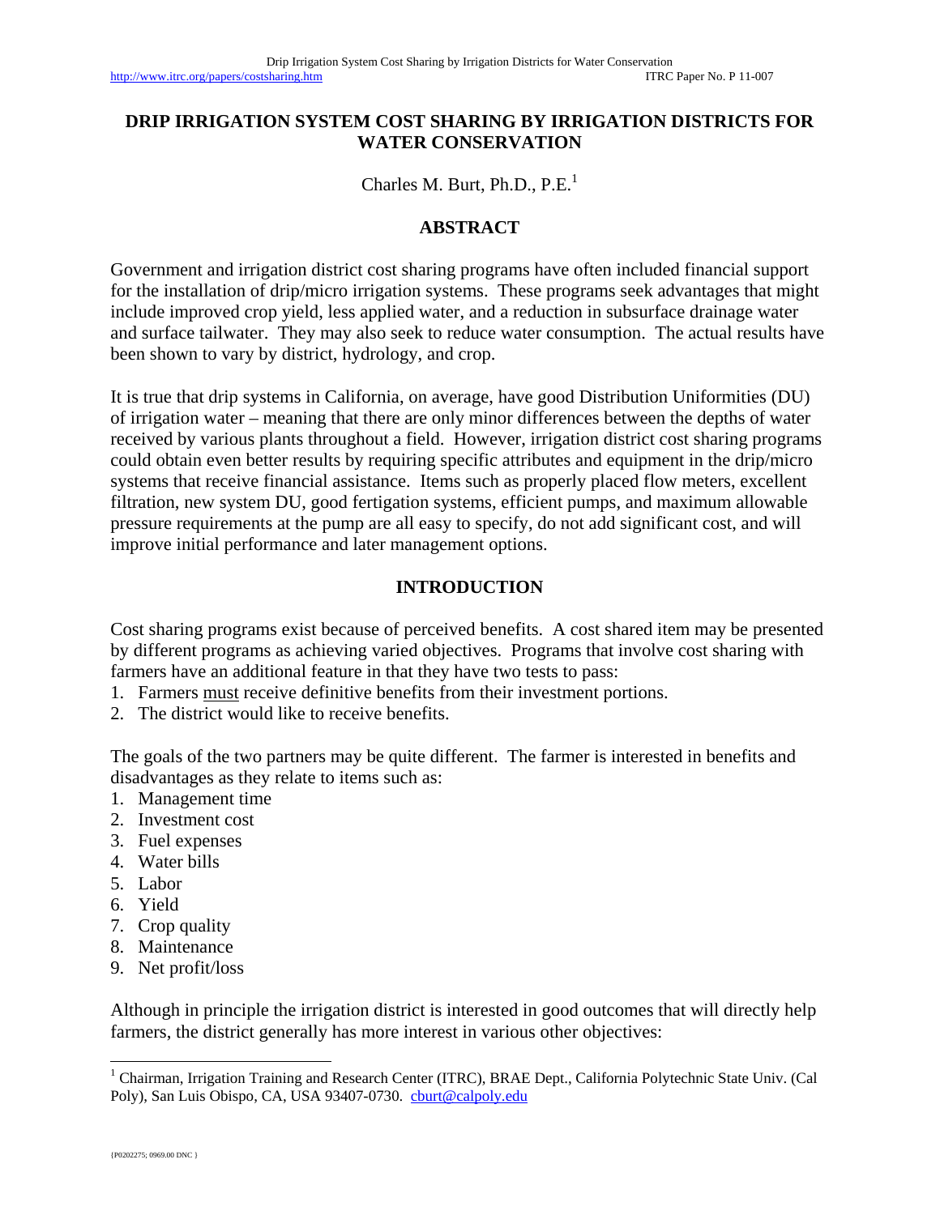# DRIP IRRIGATION SYSTEM COST SHARING BY IRRIGATION DISTRICTS FOR WATER CONSERVATION

Charles M. Burt, Ph.D., P.E.[1]

## ABSTRACT

Government and irrigation district cost sharing programs have often included financial support for the installation of drip/micro irrigation systems. These programs seek advantages that might include improved crop yield, less applied water, and a reduction in subsurface drainage water and surface tailwater. They may also seek to reduce water consumption. The actual results have been shown to vary by district, hydrology, and crop.

It is true that drip systems in California, on average, have good Distribution Uniformities (DU) of irrigation water – meaning that there are only minor differences between the depths of water received by various plants throughout a field. However, irrigation district cost sharing programs could obtain even better results by requiring specific attributes and equipment in the drip/micro systems that receive financial assistance. Items such as properly placed flow meters, excellent filtration, new system DU, good fertigation systems, efficient pumps, and maximum allowable pressure requirements at the pump are all easy to specify, do not add significant cost, and will improve initial performance and later management options.

## INTRODUCTION

Cost sharing programs exist because of perceived benefits. A cost shared item may be presented by different programs as achieving varied objectives. Programs that involve cost sharing with farmers have an additional feature in that they have two tests to pass:

1. Farmers <u>must</u> receive definitive benefits from their investment portions.
2. The district would like to receive benefits.

The goals of the two partners may be quite different. The farmer is interested in benefits and disadvantages as they relate to items such as:

1. Management time
2. Investment cost
3. Fuel expenses
4. Water bills
5. Labor
6. Yield
7. Crop quality
8. Maintenance
9. Net profit/loss

Although in principle the irrigation district is interested in good outcomes that will directly help farmers, the district generally has more interest in various other objectives:

[1] Chairman, Irrigation Training and Research Center (ITRC), BRAE Dept., California Polytechnic State Univ. (Cal Poly), San Luis Obispo, CA, USA 93407-0730. cburt@calpoly.edu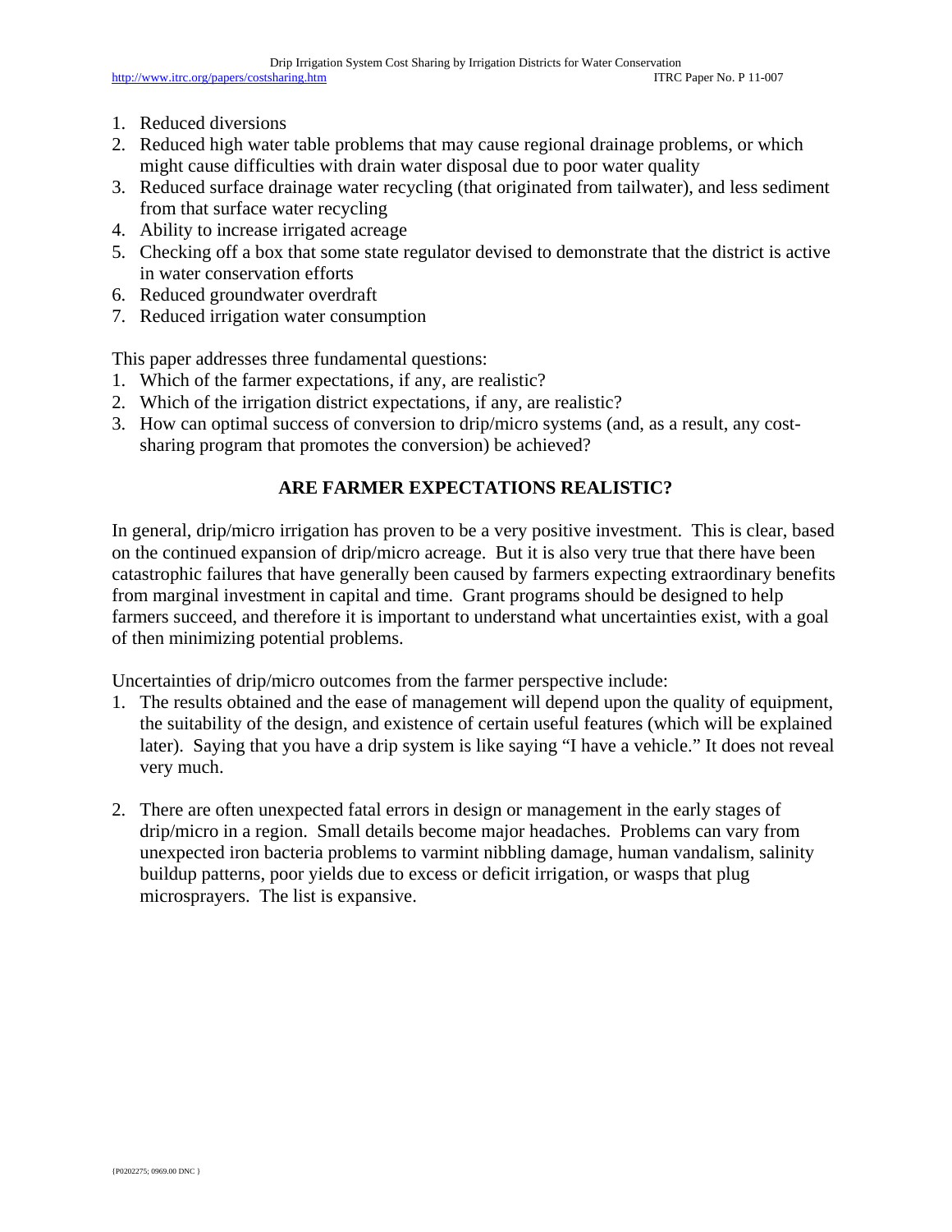1. Reduced diversions
2. Reduced high water table problems that may cause regional drainage problems, or which might cause difficulties with drain water disposal due to poor water quality
3. Reduced surface drainage water recycling (that originated from tailwater), and less sediment from that surface water recycling
4. Ability to increase irrigated acreage
5. Checking off a box that some state regulator devised to demonstrate that the district is active in water conservation efforts
6. Reduced groundwater overdraft
7. Reduced irrigation water consumption

This paper addresses three fundamental questions:

1. Which of the farmer expectations, if any, are realistic?
2. Which of the irrigation district expectations, if any, are realistic?
3. How can optimal success of conversion to drip/micro systems (and, as a result, any cost-sharing program that promotes the conversion) be achieved?

## ARE FARMER EXPECTATIONS REALISTIC?

In general, drip/micro irrigation has proven to be a very positive investment. This is clear, based on the continued expansion of drip/micro acreage. But it is also very true that there have been catastrophic failures that have generally been caused by farmers expecting extraordinary benefits from marginal investment in capital and time. Grant programs should be designed to help farmers succeed, and therefore it is important to understand what uncertainties exist, with a goal of then minimizing potential problems.

Uncertainties of drip/micro outcomes from the farmer perspective include:

1. The results obtained and the ease of management will depend upon the quality of equipment, the suitability of the design, and existence of certain useful features (which will be explained later). Saying that you have a drip system is like saying "I have a vehicle." It does not reveal very much.

2. There are often unexpected fatal errors in design or management in the early stages of drip/micro in a region. Small details become major headaches. Problems can vary from unexpected iron bacteria problems to varmint nibbling damage, human vandalism, salinity buildup patterns, poor yields due to excess or deficit irrigation, or wasps that plug microsprayers. The list is expansive.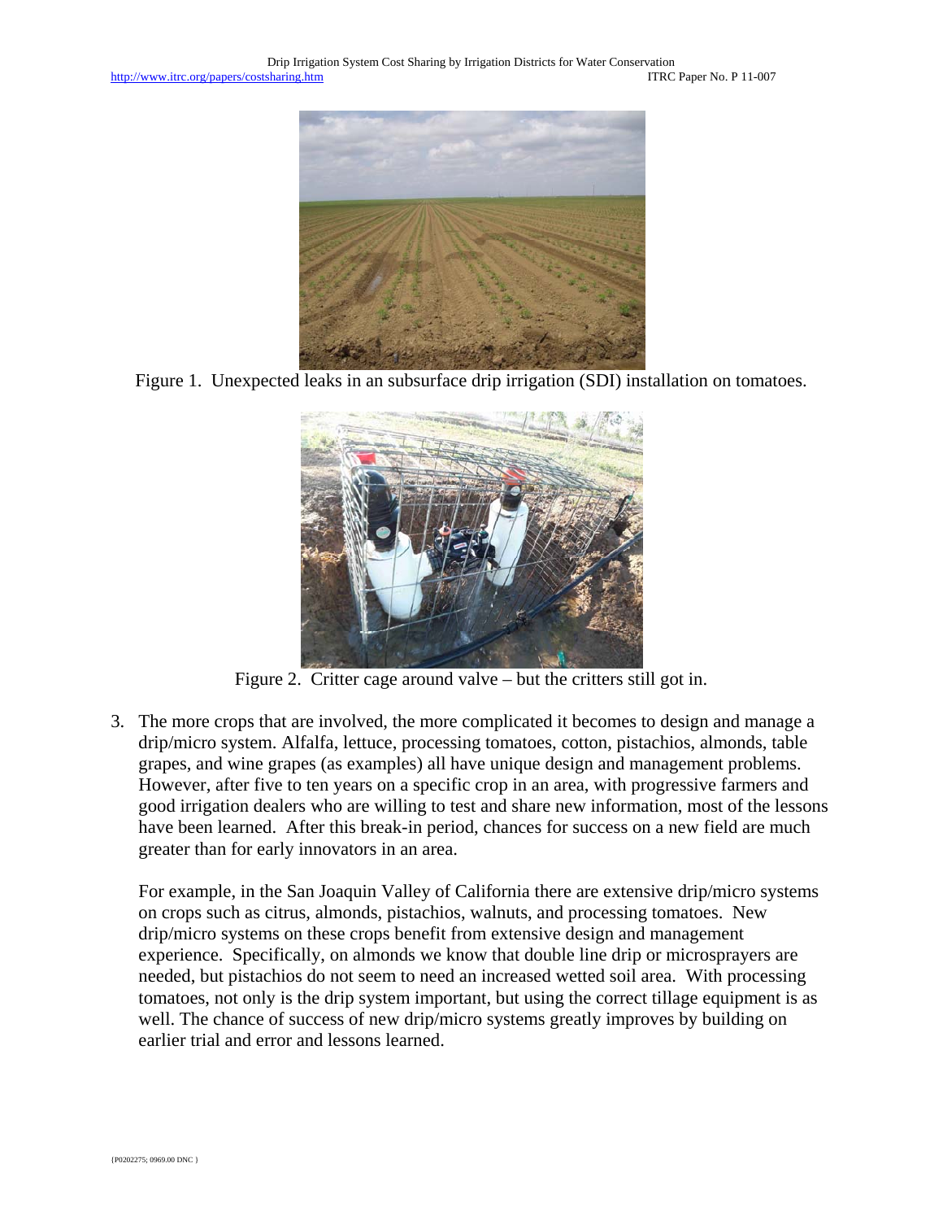Figure 1. Unexpected leaks in an subsurface drip irrigation (SDI) installation on tomatoes.

Figure 2. Critter cage around valve – but the critters still got in.

3. The more crops that are involved, the more complicated it becomes to design and manage a drip/micro system. Alfalfa, lettuce, processing tomatoes, cotton, pistachios, almonds, table grapes, and wine grapes (as examples) all have unique design and management problems. However, after five to ten years on a specific crop in an area, with progressive farmers and good irrigation dealers who are willing to test and share new information, most of the lessons have been learned. After this break-in period, chances for success on a new field are much greater than for early innovators in an area.

   For example, in the San Joaquin Valley of California there are extensive drip/micro systems on crops such as citrus, almonds, pistachios, walnuts, and processing tomatoes. New drip/micro systems on these crops benefit from extensive design and management experience. Specifically, on almonds we know that double line drip or microsprayers are needed, but pistachios do not seem to need an increased wetted soil area. With processing tomatoes, not only is the drip system important, but using the correct tillage equipment is as well. The chance of success of new drip/micro systems greatly improves by building on earlier trial and error and lessons learned.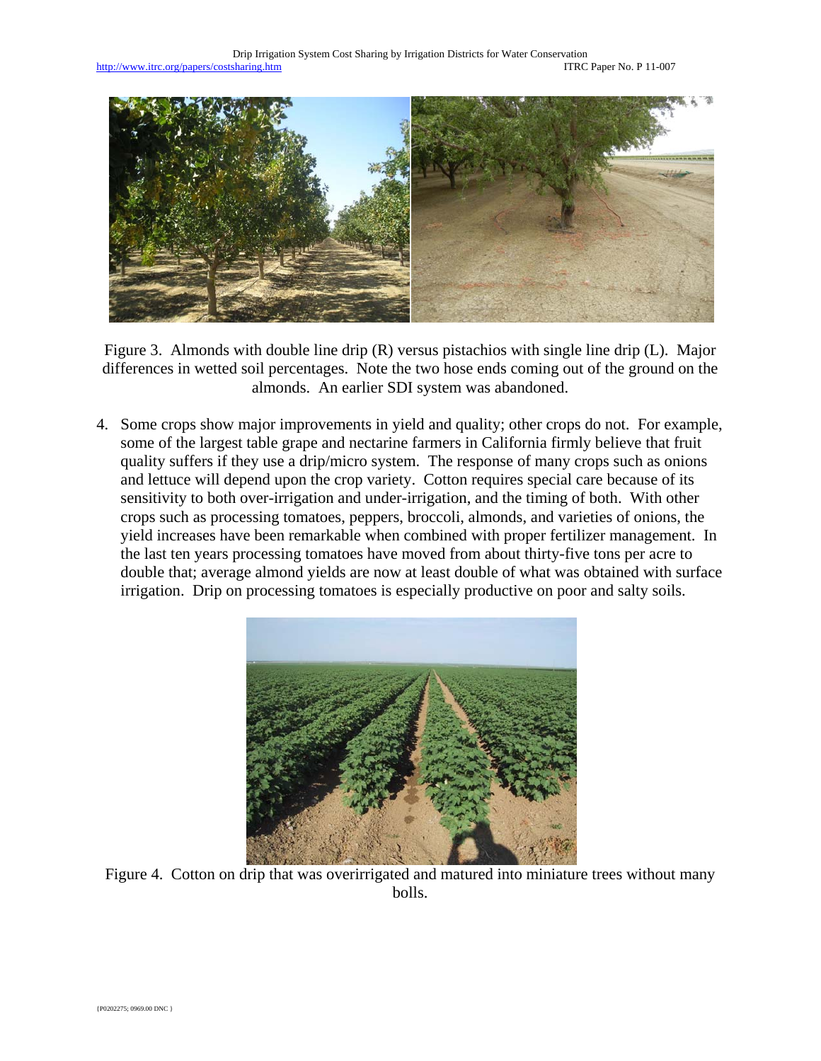Figure 3. Almonds with double line drip (R) versus pistachios with single line drip (L). Major differences in wetted soil percentages. Note the two hose ends coming out of the ground on the almonds. An earlier SDI system was abandoned.

4. Some crops show major improvements in yield and quality; other crops do not. For example, some of the largest table grape and nectarine farmers in California firmly believe that fruit quality suffers if they use a drip/micro system. The response of many crops such as onions and lettuce will depend upon the crop variety. Cotton requires special care because of its sensitivity to both over-irrigation and under-irrigation, and the timing of both. With other crops such as processing tomatoes, peppers, broccoli, almonds, and varieties of onions, the yield increases have been remarkable when combined with proper fertilizer management. In the last ten years processing tomatoes have moved from about thirty-five tons per acre to double that; average almond yields are now at least double of what was obtained with surface irrigation. Drip on processing tomatoes is especially productive on poor and salty soils.

Figure 4. Cotton on drip that was overirrigated and matured into miniature trees without many bolls.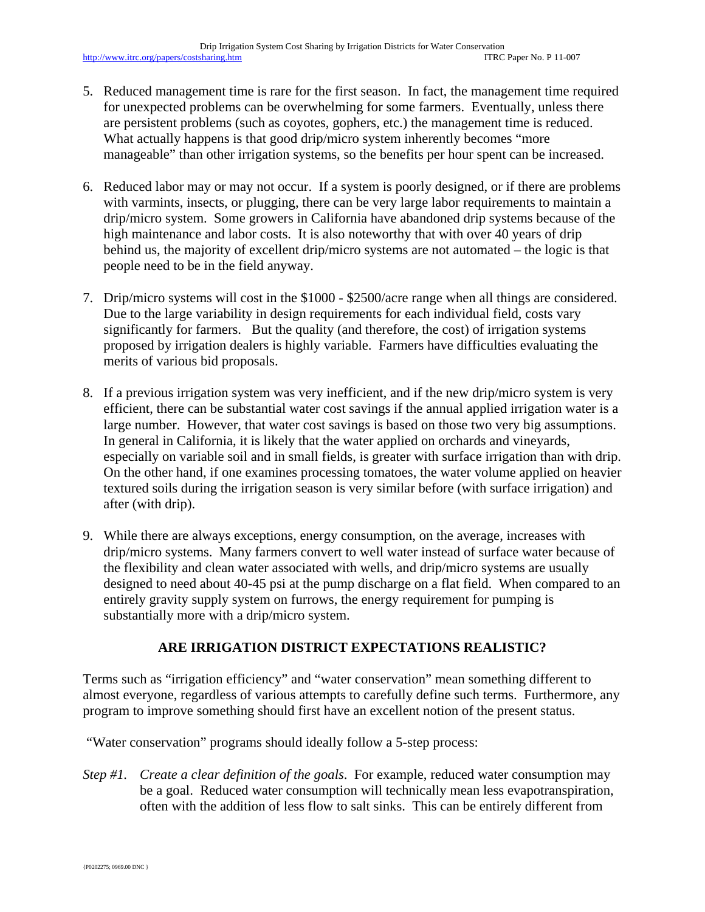5. Reduced management time is rare for the first season. In fact, the management time required for unexpected problems can be overwhelming for some farmers. Eventually, unless there are persistent problems (such as coyotes, gophers, etc.) the management time is reduced. What actually happens is that good drip/micro system inherently becomes "more manageable" than other irrigation systems, so the benefits per hour spent can be increased.

6. Reduced labor may or may not occur. If a system is poorly designed, or if there are problems with varmints, insects, or plugging, there can be very large labor requirements to maintain a drip/micro system. Some growers in California have abandoned drip systems because of the high maintenance and labor costs. It is also noteworthy that with over 40 years of drip behind us, the majority of excellent drip/micro systems are not automated – the logic is that people need to be in the field anyway.

7. Drip/micro systems will cost in the $1000 - $2500/acre range when all things are considered. Due to the large variability in design requirements for each individual field, costs vary significantly for farmers. But the quality (and therefore, the cost) of irrigation systems proposed by irrigation dealers is highly variable. Farmers have difficulties evaluating the merits of various bid proposals.

8. If a previous irrigation system was very inefficient, and if the new drip/micro system is very efficient, there can be substantial water cost savings if the annual applied irrigation water is a large number. However, that water cost savings is based on those two very big assumptions. In general in California, it is likely that the water applied on orchards and vineyards, especially on variable soil and in small fields, is greater with surface irrigation than with drip. On the other hand, if one examines processing tomatoes, the water volume applied on heavier textured soils during the irrigation season is very similar before (with surface irrigation) and after (with drip).

9. While there are always exceptions, energy consumption, on the average, increases with drip/micro systems. Many farmers convert to well water instead of surface water because of the flexibility and clean water associated with wells, and drip/micro systems are usually designed to need about 40-45 psi at the pump discharge on a flat field. When compared to an entirely gravity supply system on furrows, the energy requirement for pumping is substantially more with a drip/micro system.

## ARE IRRIGATION DISTRICT EXPECTATIONS REALISTIC?

Terms such as "irrigation efficiency" and "water conservation" mean something different to almost everyone, regardless of various attempts to carefully define such terms. Furthermore, any program to improve something should first have an excellent notion of the present status.

"Water conservation" programs should ideally follow a 5-step process:

*Step #1.* *Create a clear definition of the goals*. For example, reduced water consumption may be a goal. Reduced water consumption will technically mean less evapotranspiration, often with the addition of less flow to salt sinks. This can be entirely different from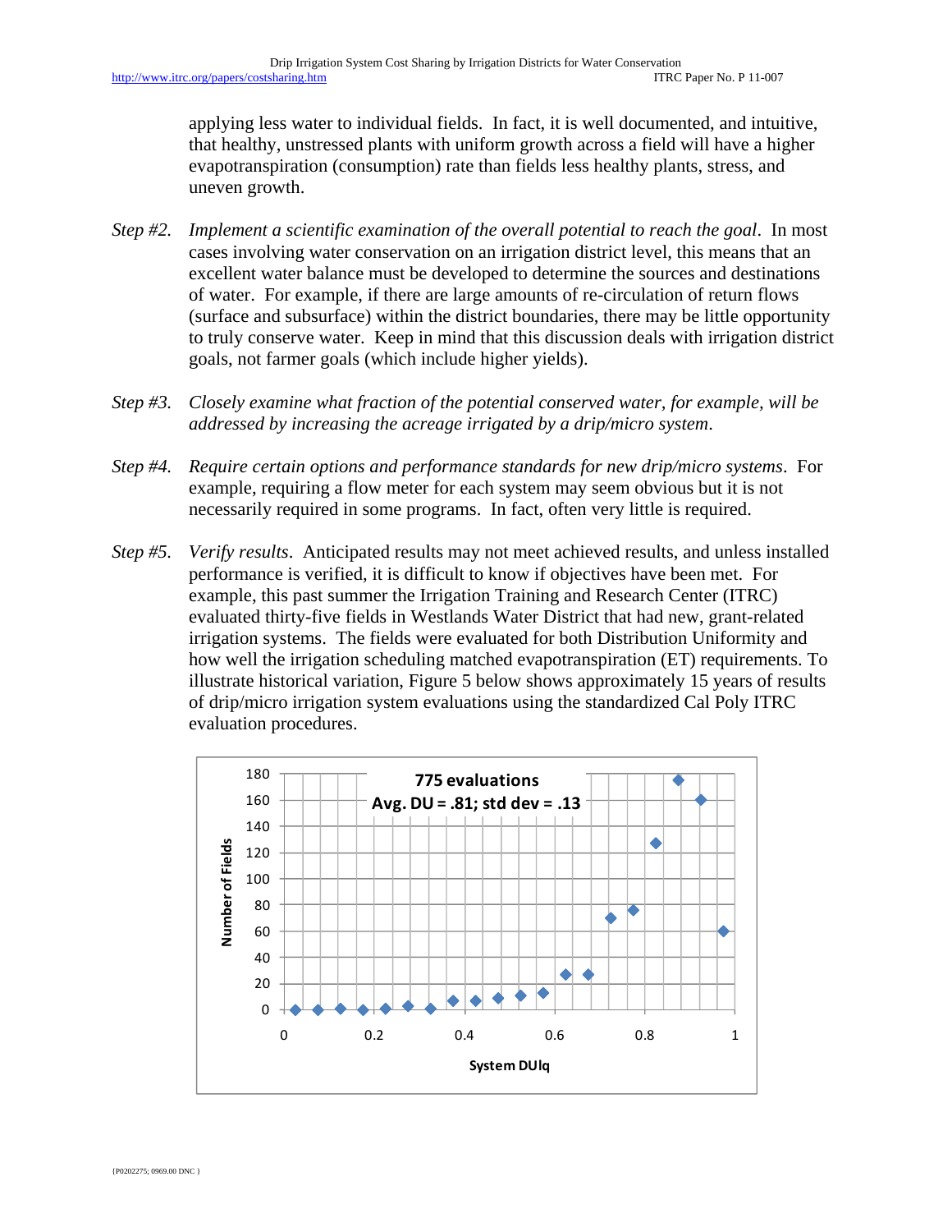applying less water to individual fields. In fact, it is well documented, and intuitive, that healthy, unstressed plants with uniform growth across a field will have a higher evapotranspiration (consumption) rate than fields less healthy plants, stress, and uneven growth.

*Step #2.* *Implement a scientific examination of the overall potential to reach the goal*. In most cases involving water conservation on an irrigation district level, this means that an excellent water balance must be developed to determine the sources and destinations of water. For example, if there are large amounts of re-circulation of return flows (surface and subsurface) within the district boundaries, there may be little opportunity to truly conserve water. Keep in mind that this discussion deals with irrigation district goals, not farmer goals (which include higher yields).

*Step #3.* *Closely examine what fraction of the potential conserved water, for example, will be addressed by increasing the acreage irrigated by a drip/micro system*.

*Step #4.* *Require certain options and performance standards for new drip/micro systems*. For example, requiring a flow meter for each system may seem obvious but it is not necessarily required in some programs. In fact, often very little is required.

*Step #5.* *Verify results*. Anticipated results may not meet achieved results, and unless installed performance is verified, it is difficult to know if objectives have been met. For example, this past summer the Irrigation Training and Research Center (ITRC) evaluated thirty-five fields in Westlands Water District that had new, grant-related irrigation systems. The fields were evaluated for both Distribution Uniformity and how well the irrigation scheduling matched evapotranspiration (ET) requirements. To illustrate historical variation, Figure 5 below shows approximately 15 years of results of drip/micro irrigation system evaluations using the standardized Cal Poly ITRC evaluation procedures.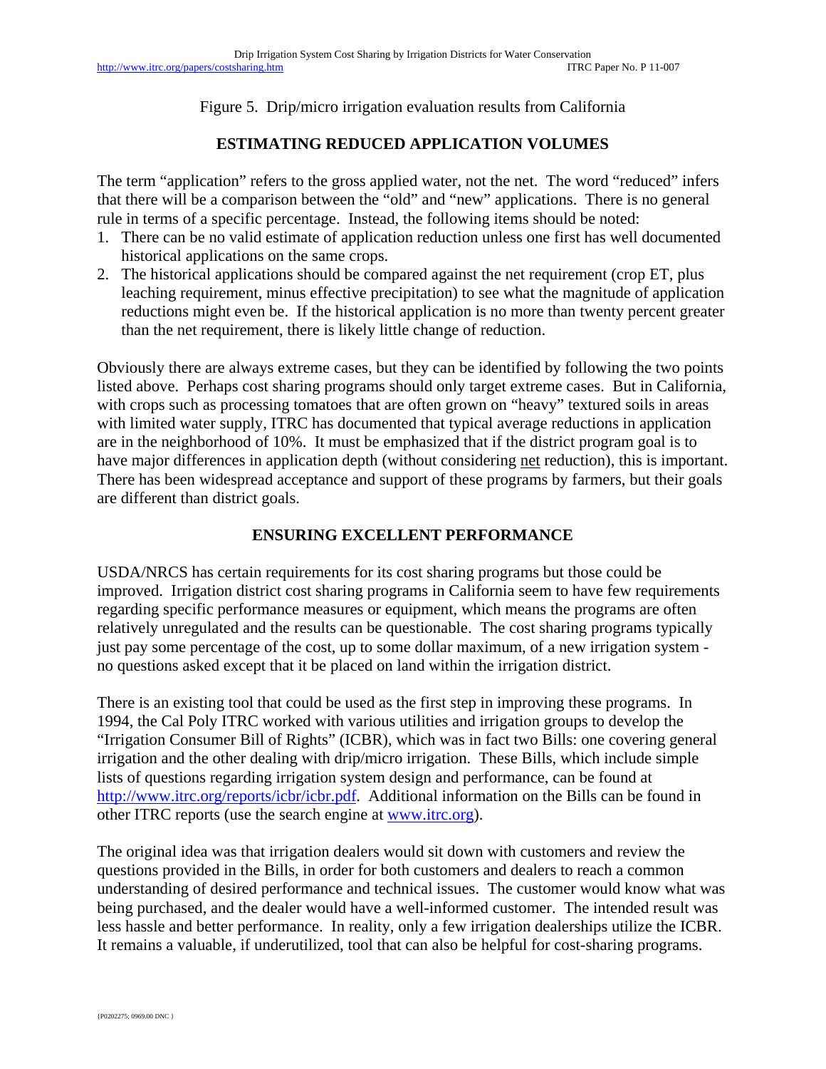Figure 5. Drip/micro irrigation evaluation results from California

## ESTIMATING REDUCED APPLICATION VOLUMES

The term "application" refers to the gross applied water, not the net. The word "reduced" infers that there will be a comparison between the "old" and "new" applications. There is no general rule in terms of a specific percentage. Instead, the following items should be noted:

1. There can be no valid estimate of application reduction unless one first has well documented historical applications on the same crops.
2. The historical applications should be compared against the net requirement (crop ET, plus leaching requirement, minus effective precipitation) to see what the magnitude of application reductions might even be. If the historical application is no more than twenty percent greater than the net requirement, there is likely little change of reduction.

Obviously there are always extreme cases, but they can be identified by following the two points listed above. Perhaps cost sharing programs should only target extreme cases. But in California, with crops such as processing tomatoes that are often grown on "heavy" textured soils in areas with limited water supply, ITRC has documented that typical average reductions in application are in the neighborhood of 10%. It must be emphasized that if the district program goal is to have major differences in application depth (without considering <u>net</u> reduction), this is important. There has been widespread acceptance and support of these programs by farmers, but their goals are different than district goals.

## ENSURING EXCELLENT PERFORMANCE

USDA/NRCS has certain requirements for its cost sharing programs but those could be improved. Irrigation district cost sharing programs in California seem to have few requirements regarding specific performance measures or equipment, which means the programs are often relatively unregulated and the results can be questionable. The cost sharing programs typically just pay some percentage of the cost, up to some dollar maximum, of a new irrigation system - no questions asked except that it be placed on land within the irrigation district.

There is an existing tool that could be used as the first step in improving these programs. In 1994, the Cal Poly ITRC worked with various utilities and irrigation groups to develop the "Irrigation Consumer Bill of Rights" (ICBR), which was in fact two Bills: one covering general irrigation and the other dealing with drip/micro irrigation. These Bills, which include simple lists of questions regarding irrigation system design and performance, can be found at http://www.itrc.org/reports/icbr/icbr.pdf. Additional information on the Bills can be found in other ITRC reports (use the search engine at www.itrc.org).

The original idea was that irrigation dealers would sit down with customers and review the questions provided in the Bills, in order for both customers and dealers to reach a common understanding of desired performance and technical issues. The customer would know what was being purchased, and the dealer would have a well-informed customer. The intended result was less hassle and better performance. In reality, only a few irrigation dealerships utilize the ICBR. It remains a valuable, if underutilized, tool that can also be helpful for cost-sharing programs.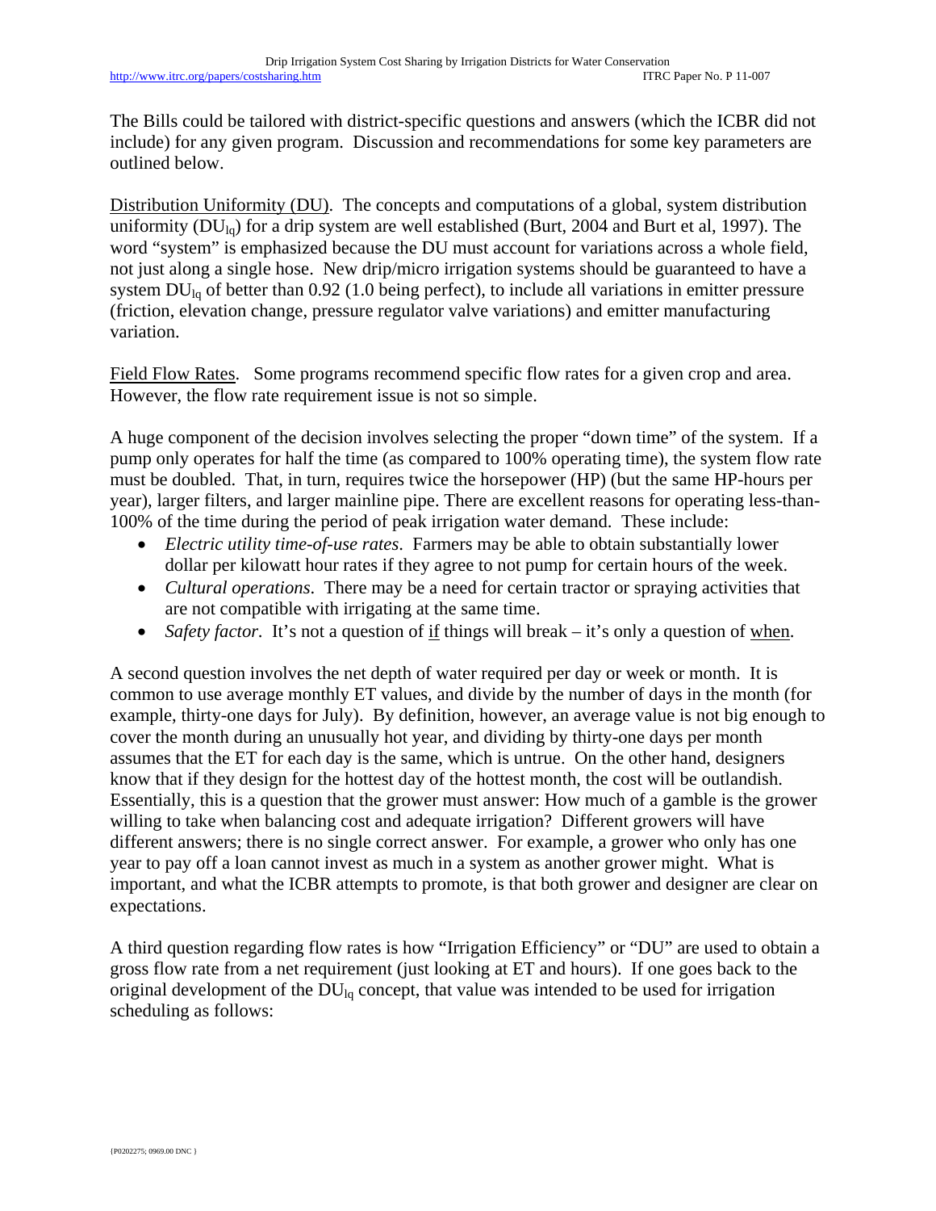The Bills could be tailored with district-specific questions and answers (which the ICBR did not include) for any given program. Discussion and recommendations for some key parameters are outlined below.

Distribution Uniformity (DU). The concepts and computations of a global, system distribution uniformity ($DU_{lq}$) for a drip system are well established (Burt, 2004 and Burt et al, 1997). The word "system" is emphasized because the DU must account for variations across a whole field, not just along a single hose. New drip/micro irrigation systems should be guaranteed to have a system $DU_{lq}$ of better than 0.92 (1.0 being perfect), to include all variations in emitter pressure (friction, elevation change, pressure regulator valve variations) and emitter manufacturing variation.

Field Flow Rates. Some programs recommend specific flow rates for a given crop and area. However, the flow rate requirement issue is not so simple.

A huge component of the decision involves selecting the proper "down time" of the system. If a pump only operates for half the time (as compared to 100% operating time), the system flow rate must be doubled. That, in turn, requires twice the horsepower (HP) (but the same HP-hours per year), larger filters, and larger mainline pipe. There are excellent reasons for operating less-than-100% of the time during the period of peak irrigation water demand. These include:

- *Electric utility time-of-use rates*. Farmers may be able to obtain substantially lower dollar per kilowatt hour rates if they agree to not pump for certain hours of the week.
- *Cultural operations*. There may be a need for certain tractor or spraying activities that are not compatible with irrigating at the same time.
- *Safety factor*. It's not a question of if things will break – it's only a question of when.

A second question involves the net depth of water required per day or week or month. It is common to use average monthly ET values, and divide by the number of days in the month (for example, thirty-one days for July). By definition, however, an average value is not big enough to cover the month during an unusually hot year, and dividing by thirty-one days per month assumes that the ET for each day is the same, which is untrue. On the other hand, designers know that if they design for the hottest day of the hottest month, the cost will be outlandish. Essentially, this is a question that the grower must answer: How much of a gamble is the grower willing to take when balancing cost and adequate irrigation? Different growers will have different answers; there is no single correct answer. For example, a grower who only has one year to pay off a loan cannot invest as much in a system as another grower might. What is important, and what the ICBR attempts to promote, is that both grower and designer are clear on expectations.

A third question regarding flow rates is how "Irrigation Efficiency" or "DU" are used to obtain a gross flow rate from a net requirement (just looking at ET and hours). If one goes back to the original development of the $DU_{lq}$ concept, that value was intended to be used for irrigation scheduling as follows: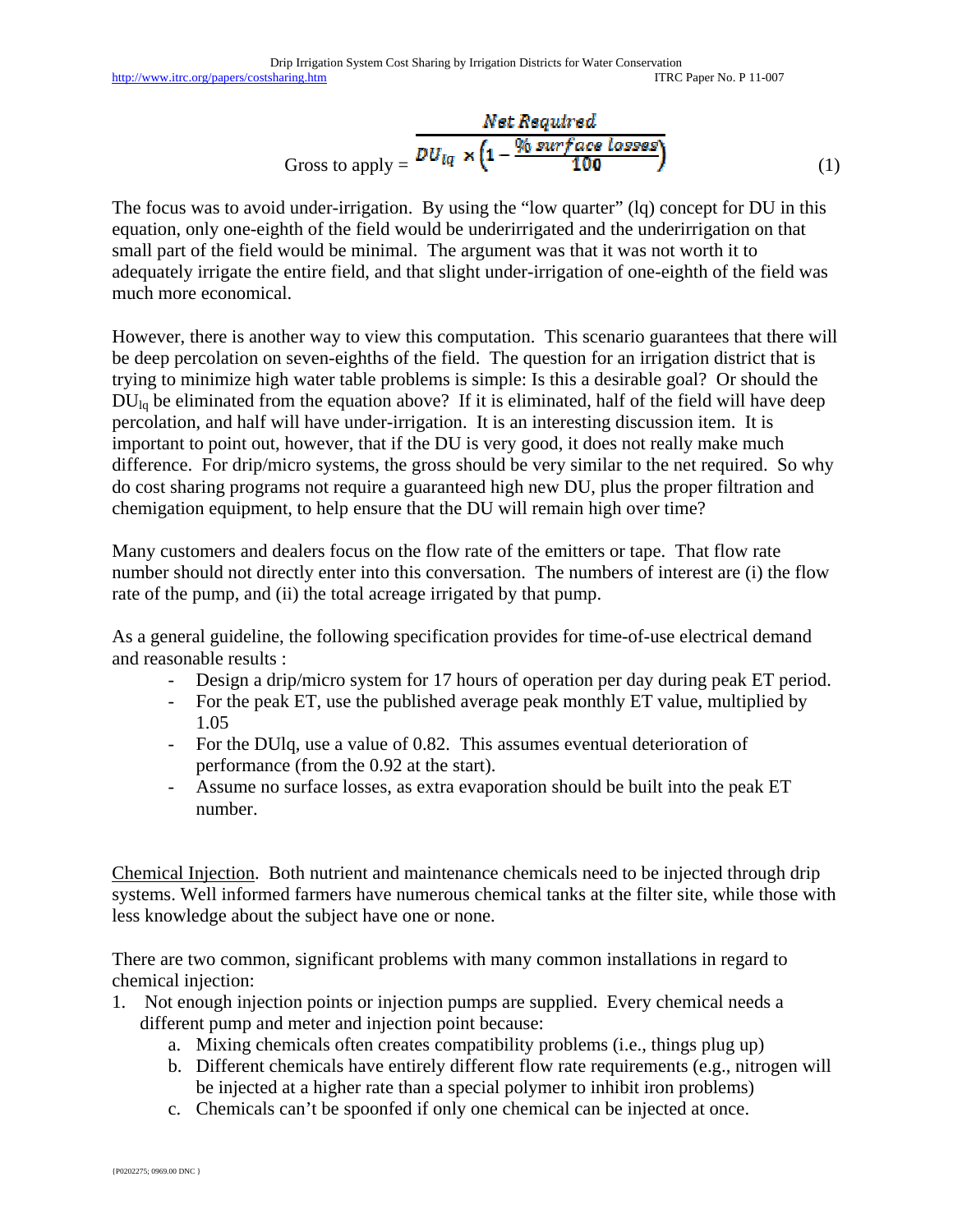$$\text{Gross to apply} = \frac{\textit{Net Required}}{DU_{lq} \times \left(1 - \frac{\%\,surface\ losses}{100}\right)} \tag{1}$$

The focus was to avoid under-irrigation. By using the "low quarter" (lq) concept for DU in this equation, only one-eighth of the field would be underirrigated and the underirrigation on that small part of the field would be minimal. The argument was that it was not worth it to adequately irrigate the entire field, and that slight under-irrigation of one-eighth of the field was much more economical.

However, there is another way to view this computation. This scenario guarantees that there will be deep percolation on seven-eighths of the field. The question for an irrigation district that is trying to minimize high water table problems is simple: Is this a desirable goal? Or should the $DU_{lq}$ be eliminated from the equation above? If it is eliminated, half of the field will have deep percolation, and half will have under-irrigation. It is an interesting discussion item. It is important to point out, however, that if the DU is very good, it does not really make much difference. For drip/micro systems, the gross should be very similar to the net required. So why do cost sharing programs not require a guaranteed high new DU, plus the proper filtration and chemigation equipment, to help ensure that the DU will remain high over time?

Many customers and dealers focus on the flow rate of the emitters or tape. That flow rate number should not directly enter into this conversation. The numbers of interest are (i) the flow rate of the pump, and (ii) the total acreage irrigated by that pump.

As a general guideline, the following specification provides for time-of-use electrical demand and reasonable results :

- Design a drip/micro system for 17 hours of operation per day during peak ET period.
- For the peak ET, use the published average peak monthly ET value, multiplied by 1.05
- For the DUlq, use a value of 0.82. This assumes eventual deterioration of performance (from the 0.92 at the start).
- Assume no surface losses, as extra evaporation should be built into the peak ET number.

Chemical Injection. Both nutrient and maintenance chemicals need to be injected through drip systems. Well informed farmers have numerous chemical tanks at the filter site, while those with less knowledge about the subject have one or none.

There are two common, significant problems with many common installations in regard to chemical injection:

1. Not enough injection points or injection pumps are supplied. Every chemical needs a different pump and meter and injection point because:
    a. Mixing chemicals often creates compatibility problems (i.e., things plug up)
    b. Different chemicals have entirely different flow rate requirements (e.g., nitrogen will be injected at a higher rate than a special polymer to inhibit iron problems)
    c. Chemicals can't be spoonfed if only one chemical can be injected at once.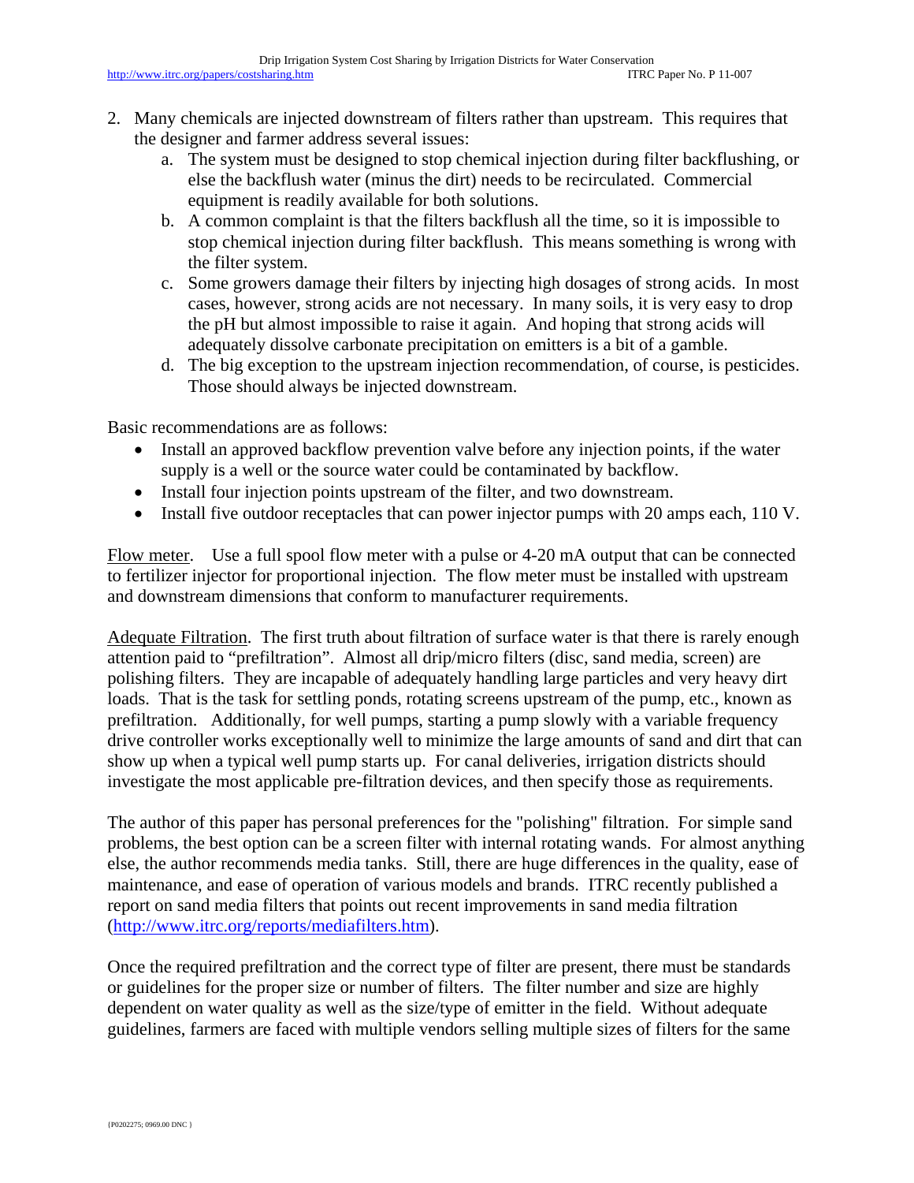2. Many chemicals are injected downstream of filters rather than upstream. This requires that the designer and farmer address several issues:
    a. The system must be designed to stop chemical injection during filter backflushing, or else the backflush water (minus the dirt) needs to be recirculated. Commercial equipment is readily available for both solutions.
    b. A common complaint is that the filters backflush all the time, so it is impossible to stop chemical injection during filter backflush. This means something is wrong with the filter system.
    c. Some growers damage their filters by injecting high dosages of strong acids. In most cases, however, strong acids are not necessary. In many soils, it is very easy to drop the pH but almost impossible to raise it again. And hoping that strong acids will adequately dissolve carbonate precipitation on emitters is a bit of a gamble.
    d. The big exception to the upstream injection recommendation, of course, is pesticides. Those should always be injected downstream.

Basic recommendations are as follows:

- Install an approved backflow prevention valve before any injection points, if the water supply is a well or the source water could be contaminated by backflow.
- Install four injection points upstream of the filter, and two downstream.
- Install five outdoor receptacles that can power injector pumps with 20 amps each, 110 V.

Flow meter. Use a full spool flow meter with a pulse or 4-20 mA output that can be connected to fertilizer injector for proportional injection. The flow meter must be installed with upstream and downstream dimensions that conform to manufacturer requirements.

Adequate Filtration. The first truth about filtration of surface water is that there is rarely enough attention paid to "prefiltration". Almost all drip/micro filters (disc, sand media, screen) are polishing filters. They are incapable of adequately handling large particles and very heavy dirt loads. That is the task for settling ponds, rotating screens upstream of the pump, etc., known as prefiltration. Additionally, for well pumps, starting a pump slowly with a variable frequency drive controller works exceptionally well to minimize the large amounts of sand and dirt that can show up when a typical well pump starts up. For canal deliveries, irrigation districts should investigate the most applicable pre-filtration devices, and then specify those as requirements.

The author of this paper has personal preferences for the "polishing" filtration. For simple sand problems, the best option can be a screen filter with internal rotating wands. For almost anything else, the author recommends media tanks. Still, there are huge differences in the quality, ease of maintenance, and ease of operation of various models and brands. ITRC recently published a report on sand media filters that points out recent improvements in sand media filtration (http://www.itrc.org/reports/mediafilters.htm).

Once the required prefiltration and the correct type of filter are present, there must be standards or guidelines for the proper size or number of filters. The filter number and size are highly dependent on water quality as well as the size/type of emitter in the field. Without adequate guidelines, farmers are faced with multiple vendors selling multiple sizes of filters for the same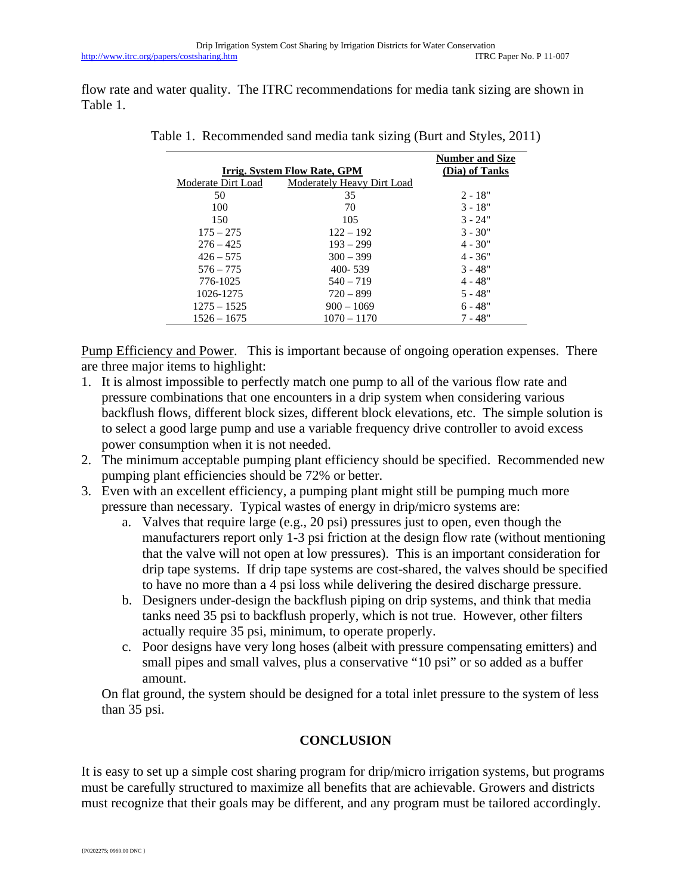flow rate and water quality. The ITRC recommendations for media tank sizing are shown in Table 1.

Table 1. Recommended sand media tank sizing (Burt and Styles, 2011)

| Irrig. System Flow Rate, GPM | | Number and Size (Dia) of Tanks |
|---|---|---|
| Moderate Dirt Load | Moderately Heavy Dirt Load | |
| 50 | 35 | 2 - 18" |
| 100 | 70 | 3 - 18" |
| 150 | 105 | 3 - 24" |
| 175 – 275 | 122 – 192 | 3 - 30" |
| 276 – 425 | 193 – 299 | 4 - 30" |
| 426 – 575 | 300 – 399 | 4 - 36" |
| 576 – 775 | 400- 539 | 3 - 48" |
| 776-1025 | 540 – 719 | 4 - 48" |
| 1026-1275 | 720 – 899 | 5 - 48" |
| 1275 – 1525 | 900 – 1069 | 6 - 48" |
| 1526 – 1675 | 1070 – 1170 | 7 - 48" |

Pump Efficiency and Power. This is important because of ongoing operation expenses. There are three major items to highlight:

1. It is almost impossible to perfectly match one pump to all of the various flow rate and pressure combinations that one encounters in a drip system when considering various backflush flows, different block sizes, different block elevations, etc. The simple solution is to select a good large pump and use a variable frequency drive controller to avoid excess power consumption when it is not needed.
2. The minimum acceptable pumping plant efficiency should be specified. Recommended new pumping plant efficiencies should be 72% or better.
3. Even with an excellent efficiency, a pumping plant might still be pumping much more pressure than necessary. Typical wastes of energy in drip/micro systems are:
   a. Valves that require large (e.g., 20 psi) pressures just to open, even though the manufacturers report only 1-3 psi friction at the design flow rate (without mentioning that the valve will not open at low pressures). This is an important consideration for drip tape systems. If drip tape systems are cost-shared, the valves should be specified to have no more than a 4 psi loss while delivering the desired discharge pressure.
   b. Designers under-design the backflush piping on drip systems, and think that media tanks need 35 psi to backflush properly, which is not true. However, other filters actually require 35 psi, minimum, to operate properly.
   c. Poor designs have very long hoses (albeit with pressure compensating emitters) and small pipes and small valves, plus a conservative "10 psi" or so added as a buffer amount.

   On flat ground, the system should be designed for a total inlet pressure to the system of less than 35 psi.

## CONCLUSION

It is easy to set up a simple cost sharing program for drip/micro irrigation systems, but programs must be carefully structured to maximize all benefits that are achievable. Growers and districts must recognize that their goals may be different, and any program must be tailored accordingly.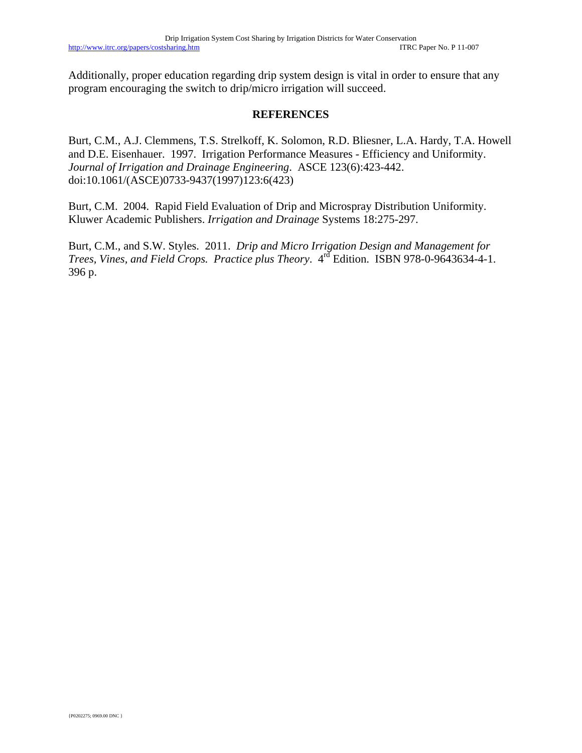Additionally, proper education regarding drip system design is vital in order to ensure that any program encouraging the switch to drip/micro irrigation will succeed.

## REFERENCES

Burt, C.M., A.J. Clemmens, T.S. Strelkoff, K. Solomon, R.D. Bliesner, L.A. Hardy, T.A. Howell and D.E. Eisenhauer. 1997. Irrigation Performance Measures - Efficiency and Uniformity. *Journal of Irrigation and Drainage Engineering*. ASCE 123(6):423-442. doi:10.1061/(ASCE)0733-9437(1997)123:6(423)

Burt, C.M. 2004. Rapid Field Evaluation of Drip and Microspray Distribution Uniformity. Kluwer Academic Publishers. *Irrigation and Drainage* Systems 18:275-297.

Burt, C.M., and S.W. Styles. 2011. *Drip and Micro Irrigation Design and Management for Trees, Vines, and Field Crops. Practice plus Theory*. 4rd Edition. ISBN 978-0-9643634-4-1. 396 p.